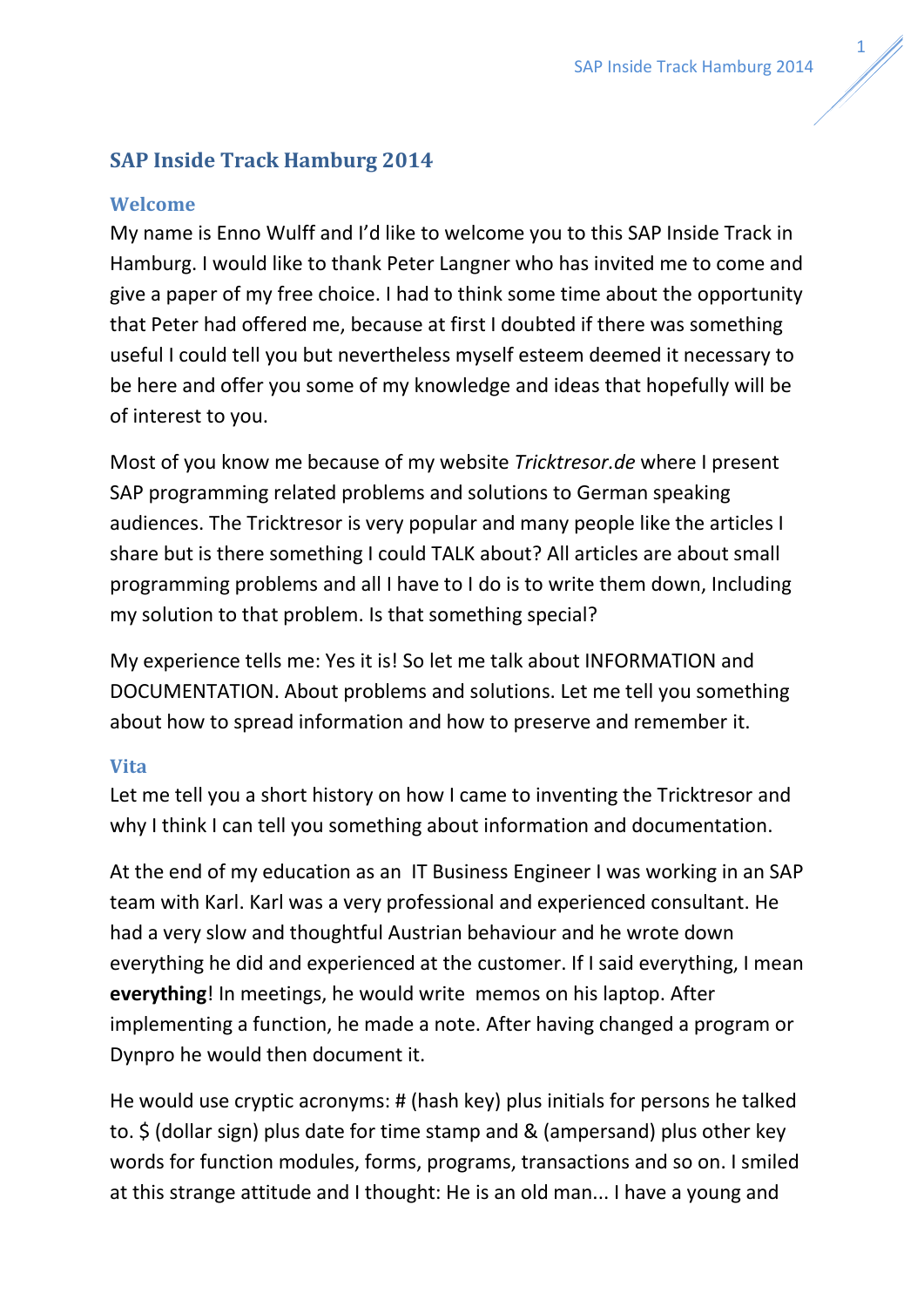# SAP Inside Track Hamburg 2014

## Welcome

My name is Enno Wulff and I'd like to welcome you to this SAP Inside Track in Hamburg. I would like to thank Peter Langner who has invited me to come and give a paper of my free choice. I had to think some time about the opportunity that Peter had offered me, because at first I doubted if there was something useful I could tell you but nevertheless myself esteem deemed it necessary to be here and offer you some of my knowledge and ideas that hopefully will be of interest to you.

Most of you know me because of my website *Tricktresor.de* where I present SAP programming related problems and solutions to German speaking audiences. The Tricktresor is very popular and many people like the articles I share but is there something I could TALK about? All articles are about small programming problems and all I have to I do is to write them down, Including my solution to that problem. Is that something special?

My experience tells me: Yes it is! So let me talk about INFORMATION and DOCUMENTATION. About problems and solutions. Let me tell you something about how to spread information and how to preserve and remember it.

## Vita

Let me tell you a short history on how I came to inventing the Tricktresor and why I think I can tell you something about information and documentation.

At the end of my education as an IT Business Engineer I was working in an SAP team with Karl. Karl was a very professional and experienced consultant. He had a very slow and thoughtful Austrian behaviour and he wrote down everything he did and experienced at the customer. If I said everything, I mean **everything**! In meetings, he would write memos on his laptop. After implementing a function, he made a note. After having changed a program or Dynpro he would then document it.

He would use cryptic acronyms: # (hash key) plus initials for persons he talked to. $ (dollar sign) plus date for time stamp and & (ampersand) plus other key words for function modules, forms, programs, transactions and so on. I smiled at this strange attitude and I thought: He is an old man... I have a young and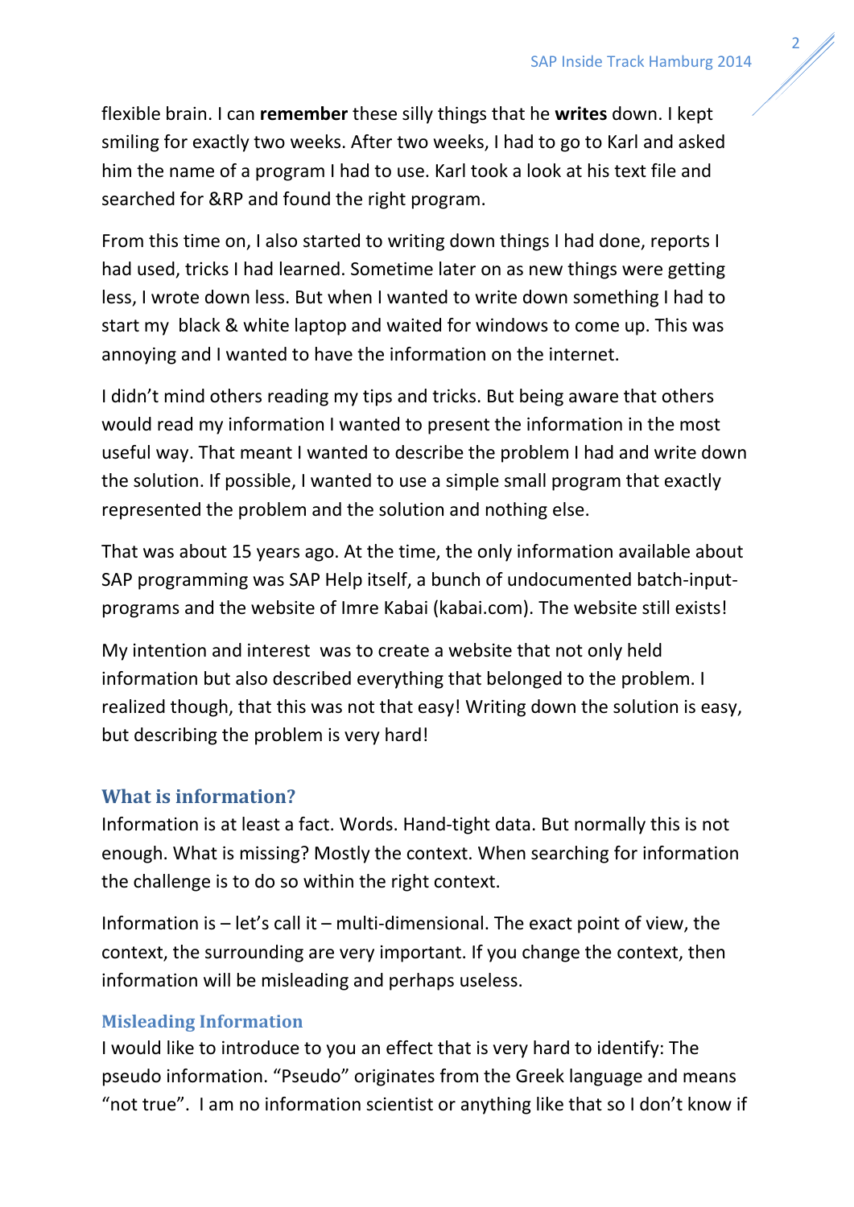flexible brain. I can **remember** these silly things that he **writes** down. I kept smiling for exactly two weeks. After two weeks, I had to go to Karl and asked him the name of a program I had to use. Karl took a look at his text file and searched for &RP and found the right program.

From this time on, I also started to writing down things I had done, reports I had used, tricks I had learned. Sometime later on as new things were getting less, I wrote down less. But when I wanted to write down something I had to start my black & white laptop and waited for windows to come up. This was annoying and I wanted to have the information on the internet.

I didn't mind others reading my tips and tricks. But being aware that others would read my information I wanted to present the information in the most useful way. That meant I wanted to describe the problem I had and write down the solution. If possible, I wanted to use a simple small program that exactly represented the problem and the solution and nothing else.

That was about 15 years ago. At the time, the only information available about SAP programming was SAP Help itself, a bunch of undocumented batch-input-programs and the website of Imre Kabai (kabai.com). The website still exists!

My intention and interest was to create a website that not only held information but also described everything that belonged to the problem. I realized though, that this was not that easy! Writing down the solution is easy, but describing the problem is very hard!

## What is information?

Information is at least a fact. Words. Hand-tight data. But normally this is not enough. What is missing? Mostly the context. When searching for information the challenge is to do so within the right context.

Information is – let's call it – multi-dimensional. The exact point of view, the context, the surrounding are very important. If you change the context, then information will be misleading and perhaps useless.

### Misleading Information

I would like to introduce to you an effect that is very hard to identify: The pseudo information. "Pseudo" originates from the Greek language and means "not true". I am no information scientist or anything like that so I don't know if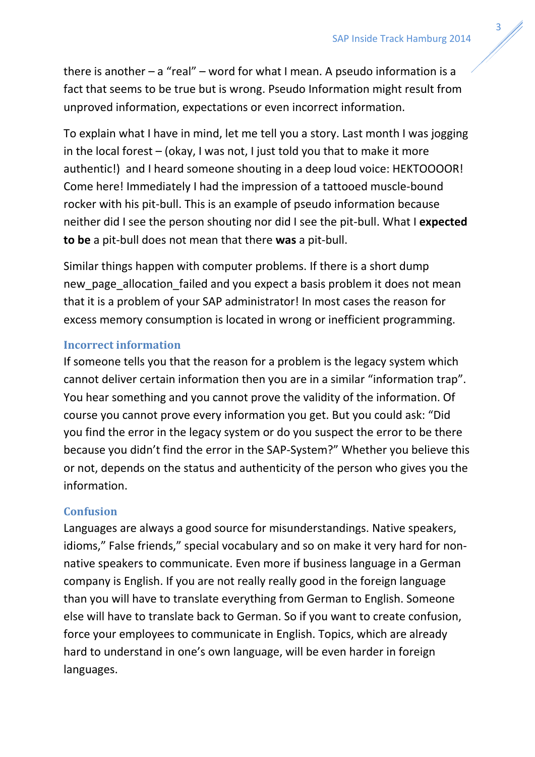there is another – a "real" – word for what I mean. A pseudo information is a fact that seems to be true but is wrong. Pseudo Information might result from unproved information, expectations or even incorrect information.

To explain what I have in mind, let me tell you a story. Last month I was jogging in the local forest – (okay, I was not, I just told you that to make it more authentic!) and I heard someone shouting in a deep loud voice: HEKTOOOOR! Come here! Immediately I had the impression of a tattooed muscle-bound rocker with his pit-bull. This is an example of pseudo information because neither did I see the person shouting nor did I see the pit-bull. What I **expected to be** a pit-bull does not mean that there **was** a pit-bull.

Similar things happen with computer problems. If there is a short dump new_page_allocation_failed and you expect a basis problem it does not mean that it is a problem of your SAP administrator! In most cases the reason for excess memory consumption is located in wrong or inefficient programming.

### Incorrect information

If someone tells you that the reason for a problem is the legacy system which cannot deliver certain information then you are in a similar "information trap". You hear something and you cannot prove the validity of the information. Of course you cannot prove every information you get. But you could ask: "Did you find the error in the legacy system or do you suspect the error to be there because you didn't find the error in the SAP-System?" Whether you believe this or not, depends on the status and authenticity of the person who gives you the information.

### Confusion

Languages are always a good source for misunderstandings. Native speakers, idioms," False friends," special vocabulary and so on make it very hard for non-native speakers to communicate. Even more if business language in a German company is English. If you are not really really good in the foreign language than you will have to translate everything from German to English. Someone else will have to translate back to German. So if you want to create confusion, force your employees to communicate in English. Topics, which are already hard to understand in one's own language, will be even harder in foreign languages.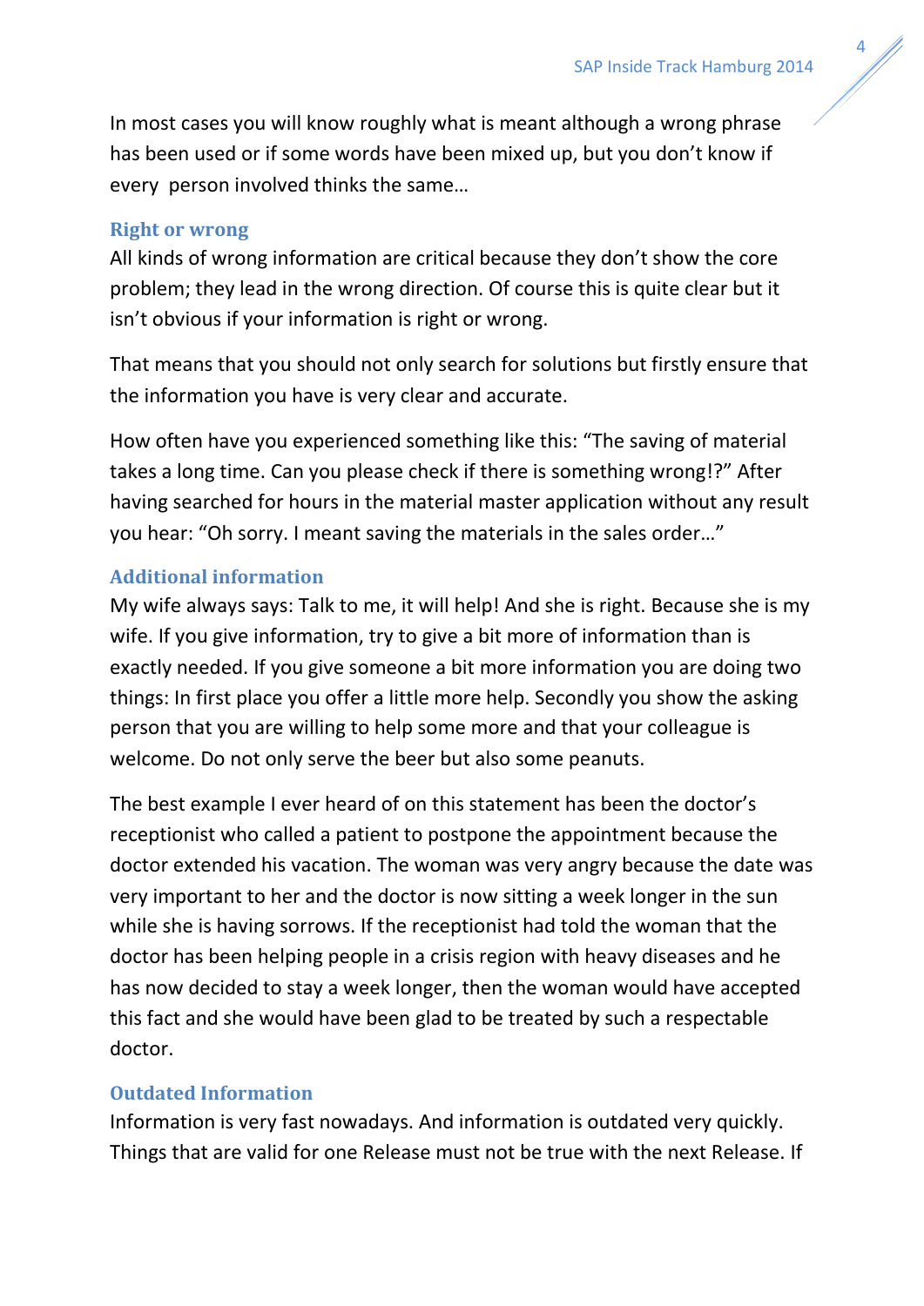In most cases you will know roughly what is meant although a wrong phrase has been used or if some words have been mixed up, but you don't know if every person involved thinks the same…

## Right or wrong

All kinds of wrong information are critical because they don't show the core problem; they lead in the wrong direction. Of course this is quite clear but it isn't obvious if your information is right or wrong.

That means that you should not only search for solutions but firstly ensure that the information you have is very clear and accurate.

How often have you experienced something like this: "The saving of material takes a long time. Can you please check if there is something wrong!?" After having searched for hours in the material master application without any result you hear: "Oh sorry. I meant saving the materials in the sales order…"

## Additional information

My wife always says: Talk to me, it will help! And she is right. Because she is my wife. If you give information, try to give a bit more of information than is exactly needed. If you give someone a bit more information you are doing two things: In first place you offer a little more help. Secondly you show the asking person that you are willing to help some more and that your colleague is welcome. Do not only serve the beer but also some peanuts.

The best example I ever heard of on this statement has been the doctor's receptionist who called a patient to postpone the appointment because the doctor extended his vacation. The woman was very angry because the date was very important to her and the doctor is now sitting a week longer in the sun while she is having sorrows. If the receptionist had told the woman that the doctor has been helping people in a crisis region with heavy diseases and he has now decided to stay a week longer, then the woman would have accepted this fact and she would have been glad to be treated by such a respectable doctor.

## Outdated Information

Information is very fast nowadays. And information is outdated very quickly. Things that are valid for one Release must not be true with the next Release. If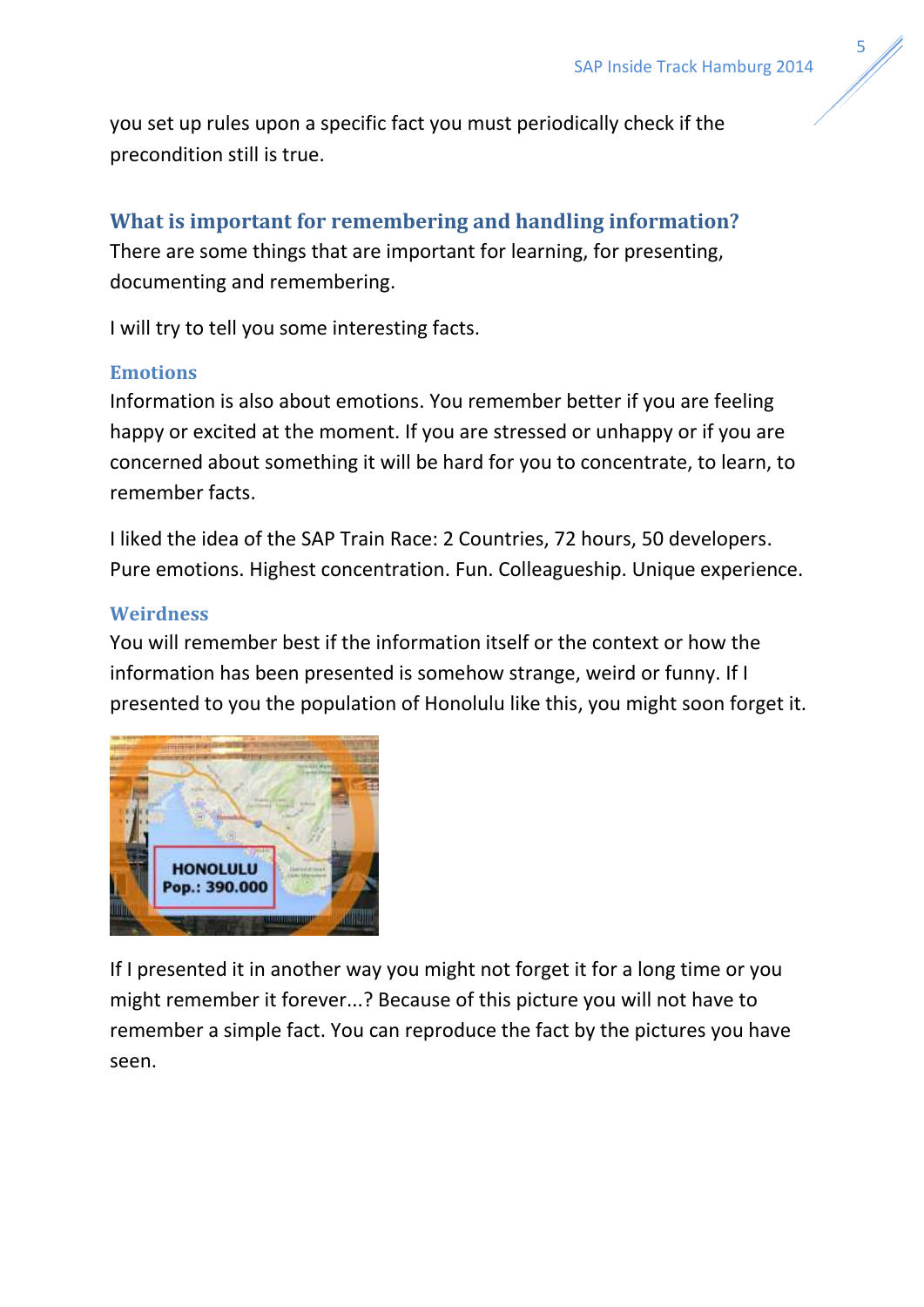you set up rules upon a specific fact you must periodically check if the precondition still is true.

## What is important for remembering and handling information?

There are some things that are important for learning, for presenting, documenting and remembering.

I will try to tell you some interesting facts.

### Emotions

Information is also about emotions. You remember better if you are feeling happy or excited at the moment. If you are stressed or unhappy or if you are concerned about something it will be hard for you to concentrate, to learn, to remember facts.

I liked the idea of the SAP Train Race: 2 Countries, 72 hours, 50 developers. Pure emotions. Highest concentration. Fun. Colleagueship. Unique experience.

### Weirdness

You will remember best if the information itself or the context or how the information has been presented is somehow strange, weird or funny. If I presented to you the population of Honolulu like this, you might soon forget it.

If I presented it in another way you might not forget it for a long time or you might remember it forever...? Because of this picture you will not have to remember a simple fact. You can reproduce the fact by the pictures you have seen.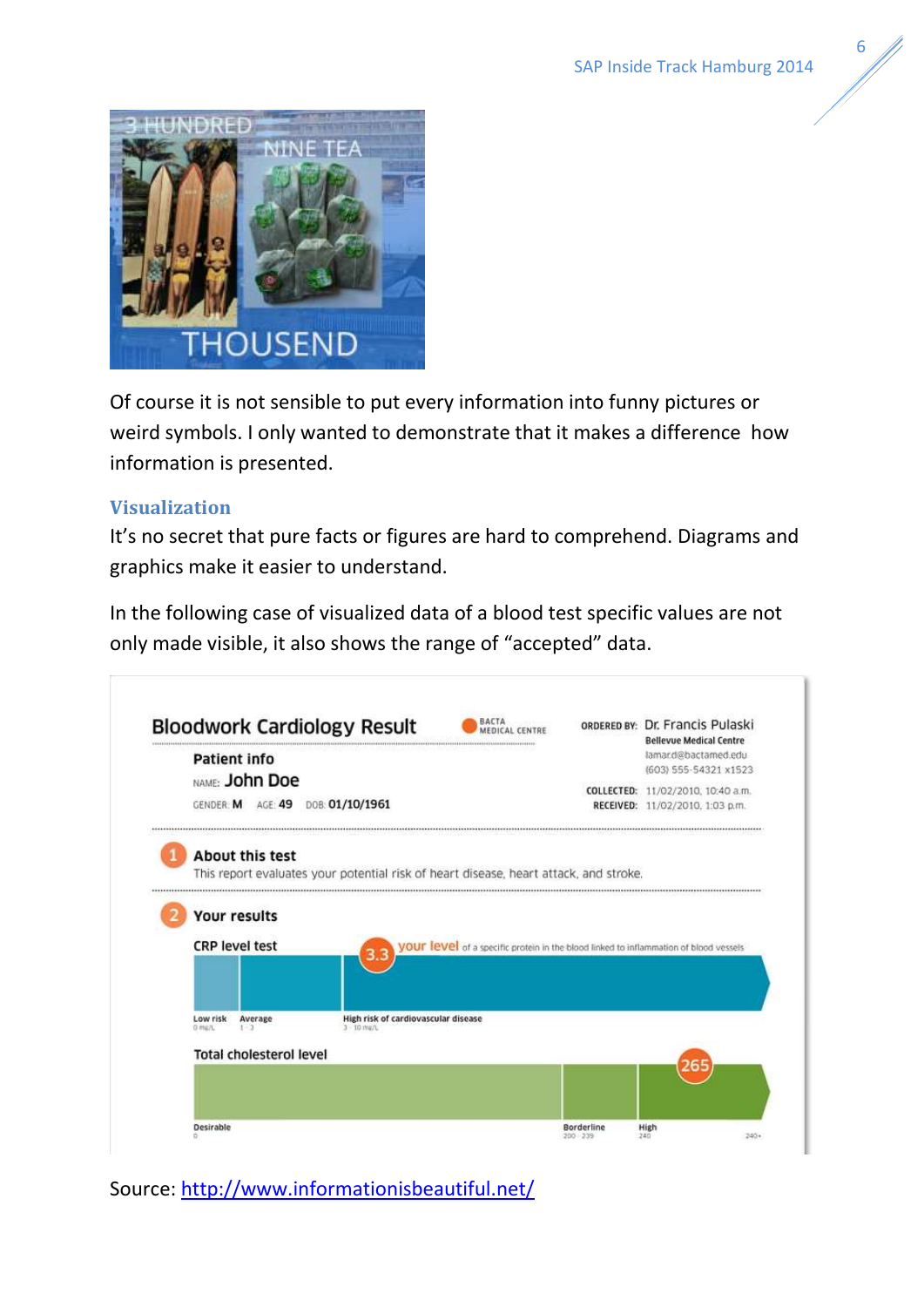Of course it is not sensible to put every information into funny pictures or weird symbols. I only wanted to demonstrate that it makes a difference how information is presented.

### Visualization

It's no secret that pure facts or figures are hard to comprehend. Diagrams and graphics make it easier to understand.

In the following case of visualized data of a blood test specific values are not only made visible, it also shows the range of "accepted" data.

Source: [http://www.informationisbeautiful.net/](http://www.informationisbeautiful.net/)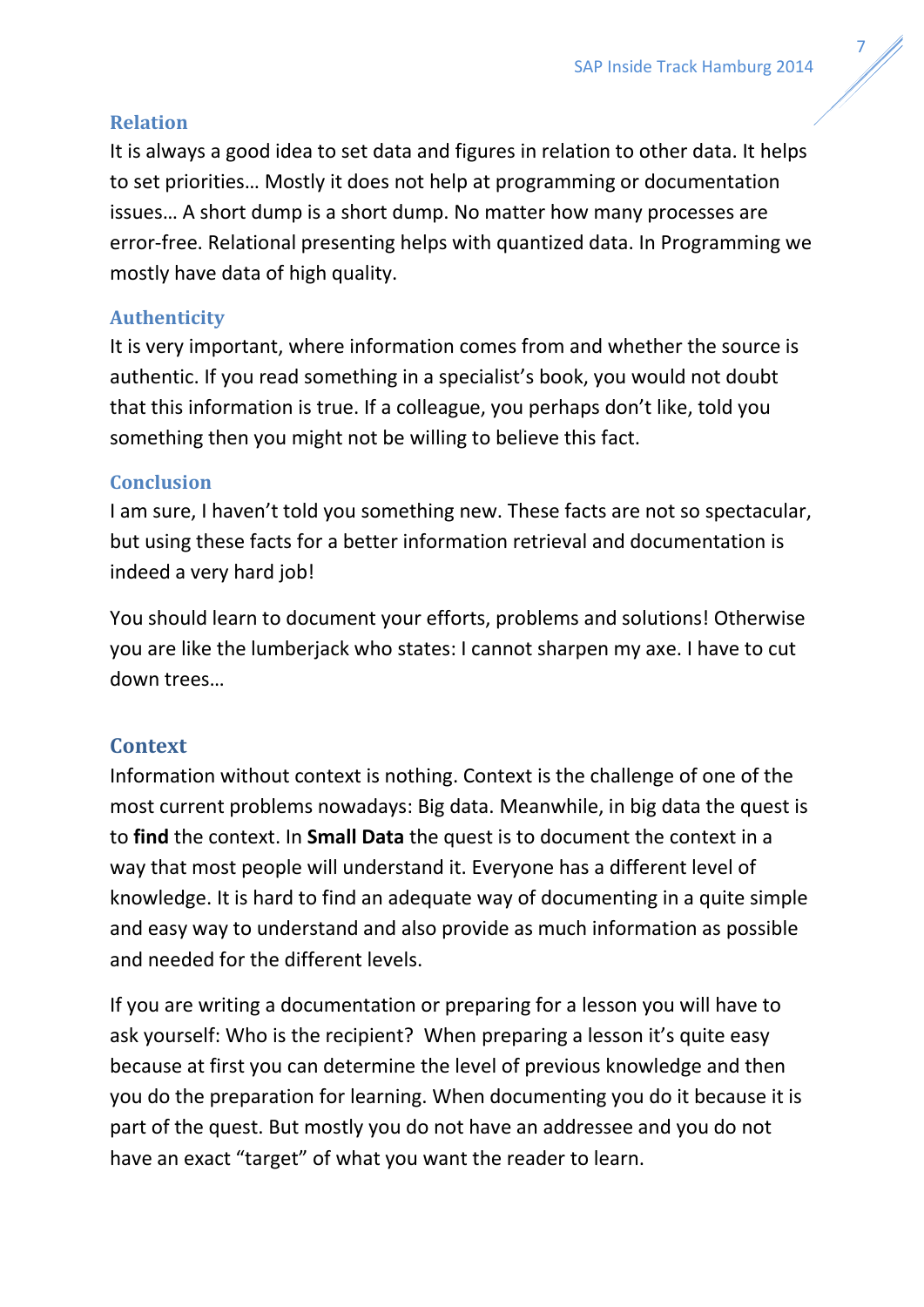### Relation

It is always a good idea to set data and figures in relation to other data. It helps to set priorities… Mostly it does not help at programming or documentation issues… A short dump is a short dump. No matter how many processes are error-free. Relational presenting helps with quantized data. In Programming we mostly have data of high quality.

### Authenticity

It is very important, where information comes from and whether the source is authentic. If you read something in a specialist's book, you would not doubt that this information is true. If a colleague, you perhaps don't like, told you something then you might not be willing to believe this fact.

### Conclusion

I am sure, I haven't told you something new. These facts are not so spectacular, but using these facts for a better information retrieval and documentation is indeed a very hard job!

You should learn to document your efforts, problems and solutions! Otherwise you are like the lumberjack who states: I cannot sharpen my axe. I have to cut down trees…

## Context

Information without context is nothing. Context is the challenge of one of the most current problems nowadays: Big data. Meanwhile, in big data the quest is to **find** the context. In **Small Data** the quest is to document the context in a way that most people will understand it. Everyone has a different level of knowledge. It is hard to find an adequate way of documenting in a quite simple and easy way to understand and also provide as much information as possible and needed for the different levels.

If you are writing a documentation or preparing for a lesson you will have to ask yourself: Who is the recipient? When preparing a lesson it's quite easy because at first you can determine the level of previous knowledge and then you do the preparation for learning. When documenting you do it because it is part of the quest. But mostly you do not have an addressee and you do not have an exact "target" of what you want the reader to learn.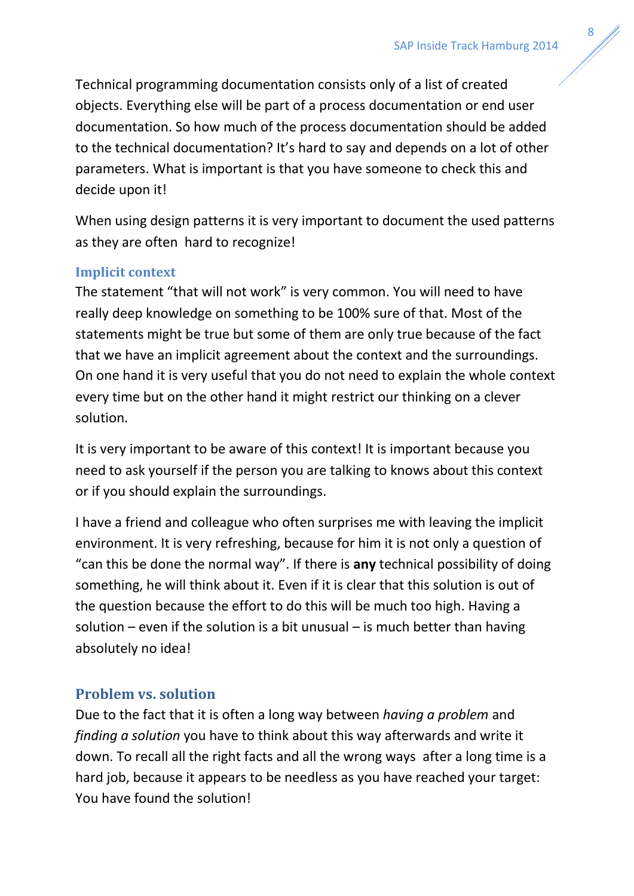Technical programming documentation consists only of a list of created objects. Everything else will be part of a process documentation or end user documentation. So how much of the process documentation should be added to the technical documentation? It's hard to say and depends on a lot of other parameters. What is important is that you have someone to check this and decide upon it!

When using design patterns it is very important to document the used patterns as they are often hard to recognize!

### Implicit context

The statement "that will not work" is very common. You will need to have really deep knowledge on something to be 100% sure of that. Most of the statements might be true but some of them are only true because of the fact that we have an implicit agreement about the context and the surroundings. On one hand it is very useful that you do not need to explain the whole context every time but on the other hand it might restrict our thinking on a clever solution.

It is very important to be aware of this context! It is important because you need to ask yourself if the person you are talking to knows about this context or if you should explain the surroundings.

I have a friend and colleague who often surprises me with leaving the implicit environment. It is very refreshing, because for him it is not only a question of "can this be done the normal way". If there is **any** technical possibility of doing something, he will think about it. Even if it is clear that this solution is out of the question because the effort to do this will be much too high. Having a solution – even if the solution is a bit unusual – is much better than having absolutely no idea!

### Problem vs. solution

Due to the fact that it is often a long way between *having a problem* and *finding a solution* you have to think about this way afterwards and write it down. To recall all the right facts and all the wrong ways after a long time is a hard job, because it appears to be needless as you have reached your target: You have found the solution!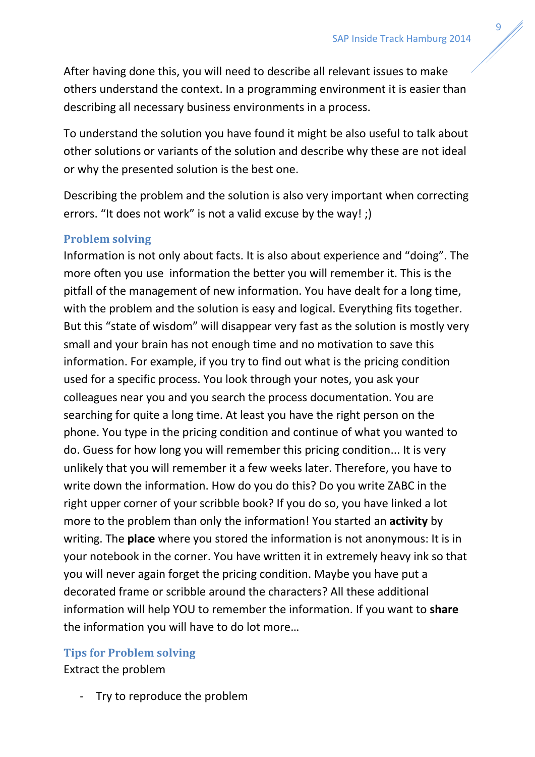After having done this, you will need to describe all relevant issues to make others understand the context. In a programming environment it is easier than describing all necessary business environments in a process.

To understand the solution you have found it might be also useful to talk about other solutions or variants of the solution and describe why these are not ideal or why the presented solution is the best one.

Describing the problem and the solution is also very important when correcting errors. “It does not work” is not a valid excuse by the way! ;)

## Problem solving

Information is not only about facts. It is also about experience and “doing”. The more often you use information the better you will remember it. This is the pitfall of the management of new information. You have dealt for a long time, with the problem and the solution is easy and logical. Everything fits together. But this “state of wisdom” will disappear very fast as the solution is mostly very small and your brain has not enough time and no motivation to save this information. For example, if you try to find out what is the pricing condition used for a specific process. You look through your notes, you ask your colleagues near you and you search the process documentation. You are searching for quite a long time. At least you have the right person on the phone. You type in the pricing condition and continue of what you wanted to do. Guess for how long you will remember this pricing condition... It is very unlikely that you will remember it a few weeks later. Therefore, you have to write down the information. How do you do this? Do you write ZABC in the right upper corner of your scribble book? If you do so, you have linked a lot more to the problem than only the information! You started an **activity** by writing. The **place** where you stored the information is not anonymous: It is in your notebook in the corner. You have written it in extremely heavy ink so that you will never again forget the pricing condition. Maybe you have put a decorated frame or scribble around the characters? All these additional information will help YOU to remember the information. If you want to **share** the information you will have to do lot more…

## Tips for Problem solving

Extract the problem

- Try to reproduce the problem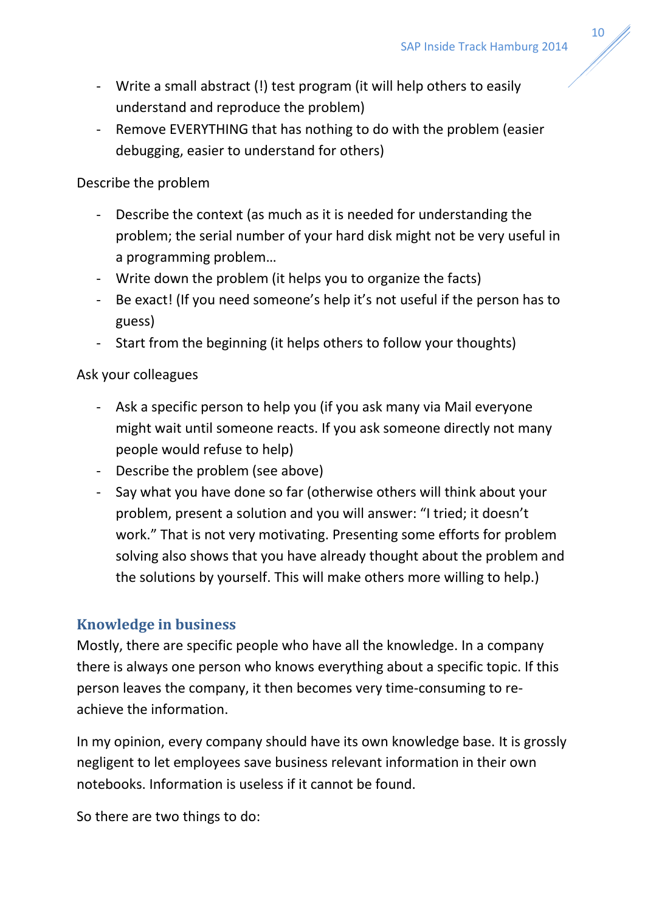- Write a small abstract (!) test program (it will help others to easily understand and reproduce the problem)
- Remove EVERYTHING that has nothing to do with the problem (easier debugging, easier to understand for others)

Describe the problem

- Describe the context (as much as it is needed for understanding the problem; the serial number of your hard disk might not be very useful in a programming problem…
- Write down the problem (it helps you to organize the facts)
- Be exact! (If you need someone's help it's not useful if the person has to guess)
- Start from the beginning (it helps others to follow your thoughts)

Ask your colleagues

- Ask a specific person to help you (if you ask many via Mail everyone might wait until someone reacts. If you ask someone directly not many people would refuse to help)
- Describe the problem (see above)
- Say what you have done so far (otherwise others will think about your problem, present a solution and you will answer: "I tried; it doesn't work." That is not very motivating. Presenting some efforts for problem solving also shows that you have already thought about the problem and the solutions by yourself. This will make others more willing to help.)

## Knowledge in business

Mostly, there are specific people who have all the knowledge. In a company there is always one person who knows everything about a specific topic. If this person leaves the company, it then becomes very time-consuming to re-achieve the information.

In my opinion, every company should have its own knowledge base. It is grossly negligent to let employees save business relevant information in their own notebooks. Information is useless if it cannot be found.

So there are two things to do: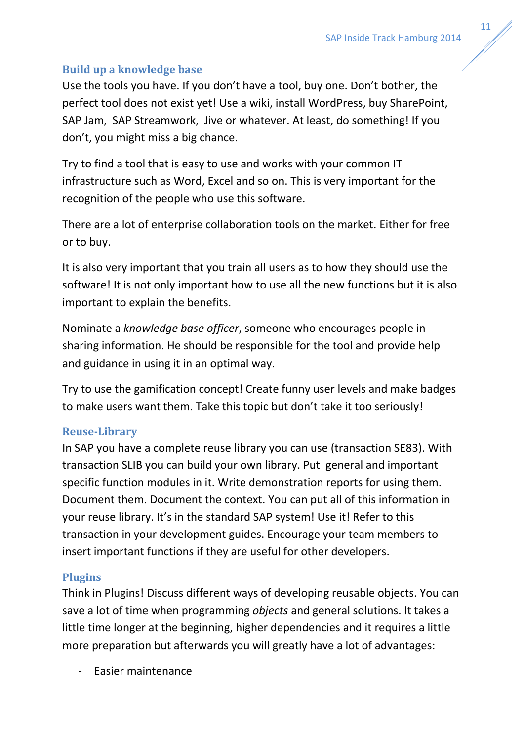### Build up a knowledge base

Use the tools you have. If you don't have a tool, buy one. Don't bother, the perfect tool does not exist yet! Use a wiki, install WordPress, buy SharePoint, SAP Jam, SAP Streamwork, Jive or whatever. At least, do something! If you don't, you might miss a big chance.

Try to find a tool that is easy to use and works with your common IT infrastructure such as Word, Excel and so on. This is very important for the recognition of the people who use this software.

There are a lot of enterprise collaboration tools on the market. Either for free or to buy.

It is also very important that you train all users as to how they should use the software! It is not only important how to use all the new functions but it is also important to explain the benefits.

Nominate a *knowledge base officer*, someone who encourages people in sharing information. He should be responsible for the tool and provide help and guidance in using it in an optimal way.

Try to use the gamification concept! Create funny user levels and make badges to make users want them. Take this topic but don't take it too seriously!

### Reuse-Library

In SAP you have a complete reuse library you can use (transaction SE83). With transaction SLIB you can build your own library. Put general and important specific function modules in it. Write demonstration reports for using them. Document them. Document the context. You can put all of this information in your reuse library. It's in the standard SAP system! Use it! Refer to this transaction in your development guides. Encourage your team members to insert important functions if they are useful for other developers.

### Plugins

Think in Plugins! Discuss different ways of developing reusable objects. You can save a lot of time when programming *objects* and general solutions. It takes a little time longer at the beginning, higher dependencies and it requires a little more preparation but afterwards you will greatly have a lot of advantages:

- Easier maintenance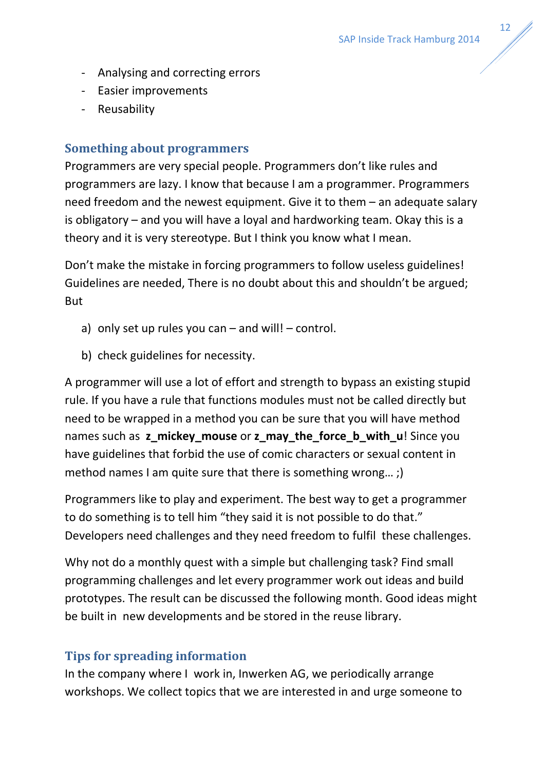- Analysing and correcting errors
- Easier improvements
- Reusability

## Something about programmers

Programmers are very special people. Programmers don't like rules and programmers are lazy. I know that because I am a programmer. Programmers need freedom and the newest equipment. Give it to them – an adequate salary is obligatory – and you will have a loyal and hardworking team. Okay this is a theory and it is very stereotype. But I think you know what I mean.

Don't make the mistake in forcing programmers to follow useless guidelines! Guidelines are needed, There is no doubt about this and shouldn't be argued; But

a) only set up rules you can – and will! – control.

b) check guidelines for necessity.

A programmer will use a lot of effort and strength to bypass an existing stupid rule. If you have a rule that functions modules must not be called directly but need to be wrapped in a method you can be sure that you will have method names such as **z_mickey_mouse** or **z_may_the_force_b_with_u**! Since you have guidelines that forbid the use of comic characters or sexual content in method names I am quite sure that there is something wrong… ;)

Programmers like to play and experiment. The best way to get a programmer to do something is to tell him "they said it is not possible to do that." Developers need challenges and they need freedom to fulfil these challenges.

Why not do a monthly quest with a simple but challenging task? Find small programming challenges and let every programmer work out ideas and build prototypes. The result can be discussed the following month. Good ideas might be built in new developments and be stored in the reuse library.

## Tips for spreading information

In the company where I work in, Inwerken AG, we periodically arrange workshops. We collect topics that we are interested in and urge someone to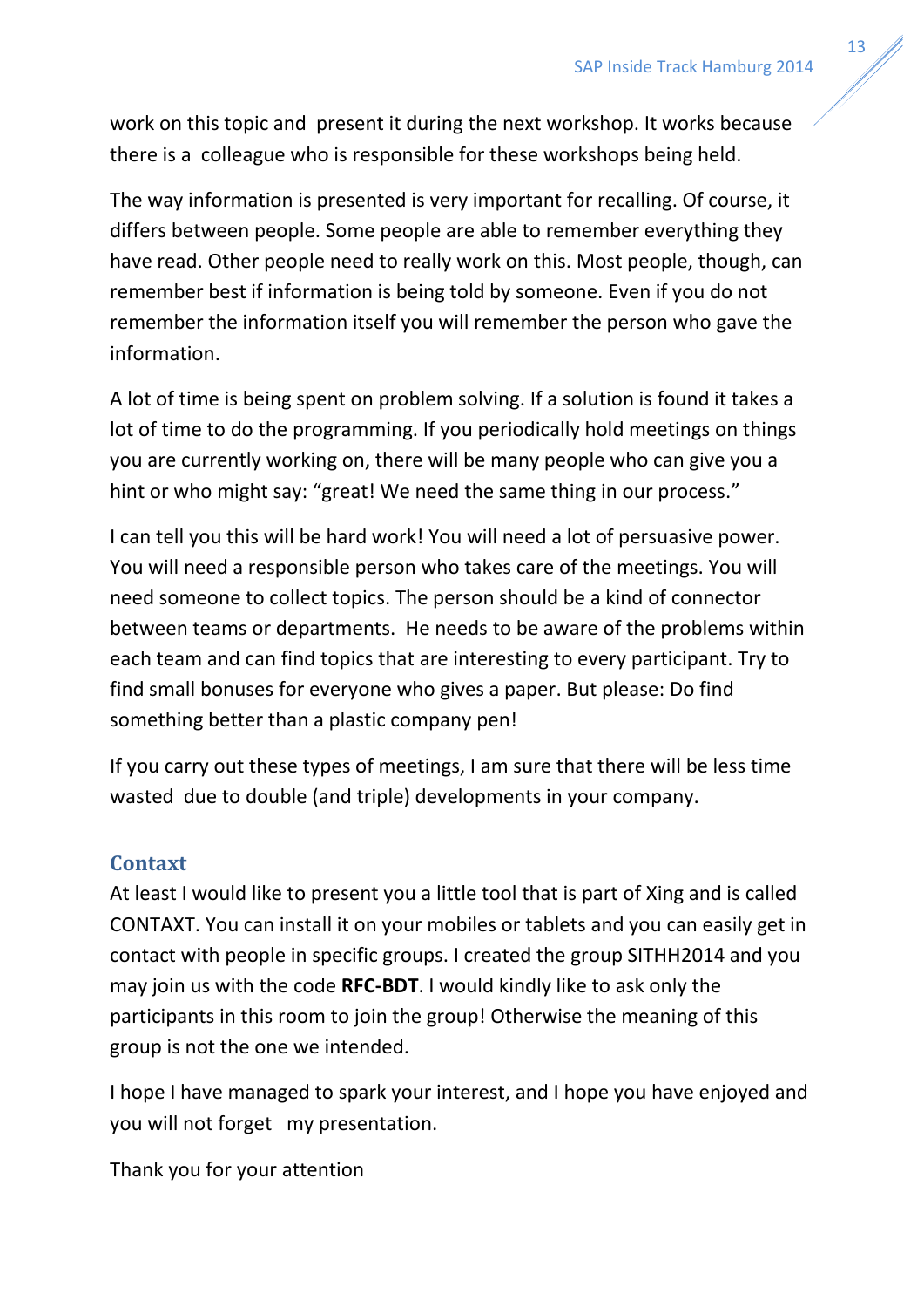work on this topic and present it during the next workshop. It works because there is a colleague who is responsible for these workshops being held.

The way information is presented is very important for recalling. Of course, it differs between people. Some people are able to remember everything they have read. Other people need to really work on this. Most people, though, can remember best if information is being told by someone. Even if you do not remember the information itself you will remember the person who gave the information.

A lot of time is being spent on problem solving. If a solution is found it takes a lot of time to do the programming. If you periodically hold meetings on things you are currently working on, there will be many people who can give you a hint or who might say: "great! We need the same thing in our process."

I can tell you this will be hard work! You will need a lot of persuasive power. You will need a responsible person who takes care of the meetings. You will need someone to collect topics. The person should be a kind of connector between teams or departments. He needs to be aware of the problems within each team and can find topics that are interesting to every participant. Try to find small bonuses for everyone who gives a paper. But please: Do find something better than a plastic company pen!

If you carry out these types of meetings, I am sure that there will be less time wasted due to double (and triple) developments in your company.

## Contaxt

At least I would like to present you a little tool that is part of Xing and is called CONTAXT. You can install it on your mobiles or tablets and you can easily get in contact with people in specific groups. I created the group SITHH2014 and you may join us with the code **RFC-BDT**. I would kindly like to ask only the participants in this room to join the group! Otherwise the meaning of this group is not the one we intended.

I hope I have managed to spark your interest, and I hope you have enjoyed and you will not forget my presentation.

Thank you for your attention